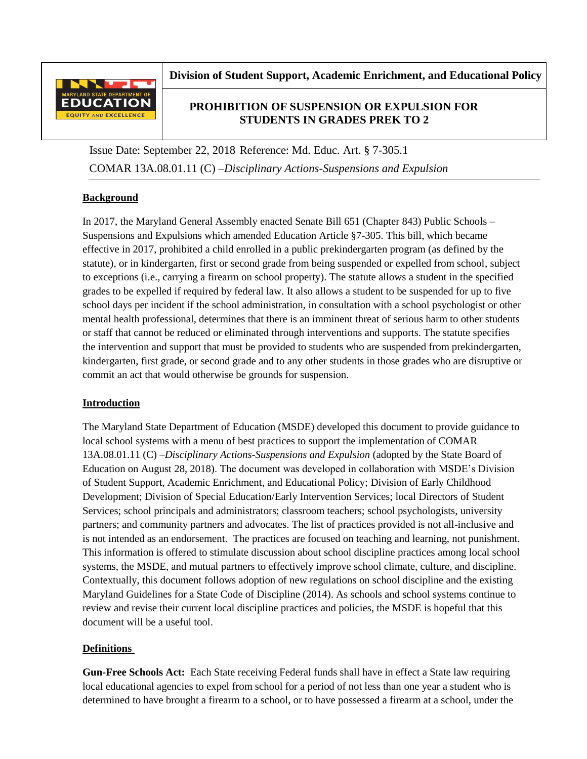**Division of Student Support, Academic Enrichment, and Educational Policy**

# PROHIBITION OF SUSPENSION OR EXPULSION FOR STUDENTS IN GRADES PREK TO 2

Issue Date: September 22, 2018 Reference: Md. Educ. Art. § 7-305.1

COMAR 13A.08.01.11 (C) –*Disciplinary Actions-Suspensions and Expulsion*

## Background

In 2017, the Maryland General Assembly enacted Senate Bill 651 (Chapter 843) Public Schools – Suspensions and Expulsions which amended Education Article §7-305. This bill, which became effective in 2017, prohibited a child enrolled in a public prekindergarten program (as defined by the statute), or in kindergarten, first or second grade from being suspended or expelled from school, subject to exceptions (i.e., carrying a firearm on school property). The statute allows a student in the specified grades to be expelled if required by federal law. It also allows a student to be suspended for up to five school days per incident if the school administration, in consultation with a school psychologist or other mental health professional, determines that there is an imminent threat of serious harm to other students or staff that cannot be reduced or eliminated through interventions and supports. The statute specifies the intervention and support that must be provided to students who are suspended from prekindergarten, kindergarten, first grade, or second grade and to any other students in those grades who are disruptive or commit an act that would otherwise be grounds for suspension.

## Introduction

The Maryland State Department of Education (MSDE) developed this document to provide guidance to local school systems with a menu of best practices to support the implementation of COMAR 13A.08.01.11 (C) –*Disciplinary Actions-Suspensions and Expulsion* (adopted by the State Board of Education on August 28, 2018). The document was developed in collaboration with MSDE's Division of Student Support, Academic Enrichment, and Educational Policy; Division of Early Childhood Development; Division of Special Education/Early Intervention Services; local Directors of Student Services; school principals and administrators; classroom teachers; school psychologists, university partners; and community partners and advocates. The list of practices provided is not all-inclusive and is not intended as an endorsement. The practices are focused on teaching and learning, not punishment. This information is offered to stimulate discussion about school discipline practices among local school systems, the MSDE, and mutual partners to effectively improve school climate, culture, and discipline. Contextually, this document follows adoption of new regulations on school discipline and the existing Maryland Guidelines for a State Code of Discipline (2014). As schools and school systems continue to review and revise their current local discipline practices and policies, the MSDE is hopeful that this document will be a useful tool.

## Definitions

**Gun-Free Schools Act:** Each State receiving Federal funds shall have in effect a State law requiring local educational agencies to expel from school for a period of not less than one year a student who is determined to have brought a firearm to a school, or to have possessed a firearm at a school, under the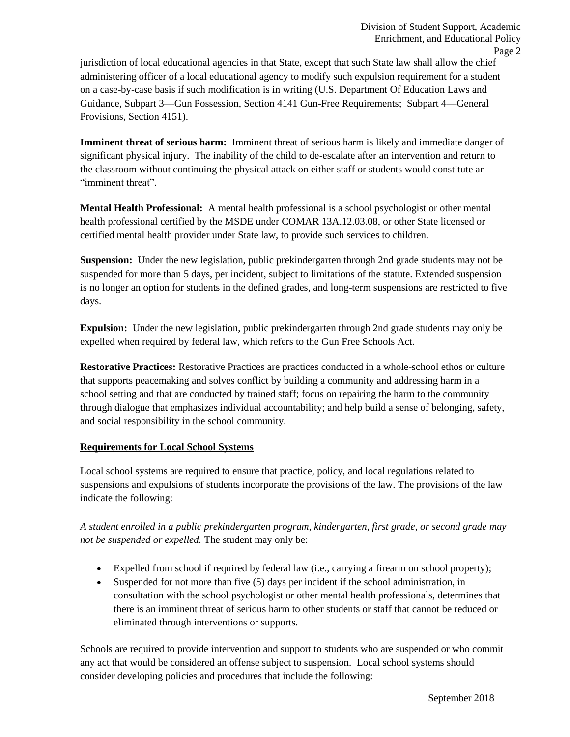jurisdiction of local educational agencies in that State, except that such State law shall allow the chief administering officer of a local educational agency to modify such expulsion requirement for a student on a case-by-case basis if such modification is in writing (U.S. Department Of Education Laws and Guidance, Subpart 3—Gun Possession, Section 4141 Gun-Free Requirements; Subpart 4—General Provisions, Section 4151).

**Imminent threat of serious harm:** Imminent threat of serious harm is likely and immediate danger of significant physical injury. The inability of the child to de-escalate after an intervention and return to the classroom without continuing the physical attack on either staff or students would constitute an "imminent threat".

**Mental Health Professional:** A mental health professional is a school psychologist or other mental health professional certified by the MSDE under COMAR 13A.12.03.08, or other State licensed or certified mental health provider under State law, to provide such services to children.

**Suspension:** Under the new legislation, public prekindergarten through 2nd grade students may not be suspended for more than 5 days, per incident, subject to limitations of the statute. Extended suspension is no longer an option for students in the defined grades, and long-term suspensions are restricted to five days.

**Expulsion:** Under the new legislation, public prekindergarten through 2nd grade students may only be expelled when required by federal law, which refers to the Gun Free Schools Act.

**Restorative Practices:** Restorative Practices are practices conducted in a whole-school ethos or culture that supports peacemaking and solves conflict by building a community and addressing harm in a school setting and that are conducted by trained staff; focus on repairing the harm to the community through dialogue that emphasizes individual accountability; and help build a sense of belonging, safety, and social responsibility in the school community.

## Requirements for Local School Systems

Local school systems are required to ensure that practice, policy, and local regulations related to suspensions and expulsions of students incorporate the provisions of the law. The provisions of the law indicate the following:

*A student enrolled in a public prekindergarten program, kindergarten, first grade, or second grade may not be suspended or expelled.* The student may only be:

- Expelled from school if required by federal law (i.e., carrying a firearm on school property);
- Suspended for not more than five (5) days per incident if the school administration, in consultation with the school psychologist or other mental health professionals, determines that there is an imminent threat of serious harm to other students or staff that cannot be reduced or eliminated through interventions or supports.

Schools are required to provide intervention and support to students who are suspended or who commit any act that would be considered an offense subject to suspension. Local school systems should consider developing policies and procedures that include the following: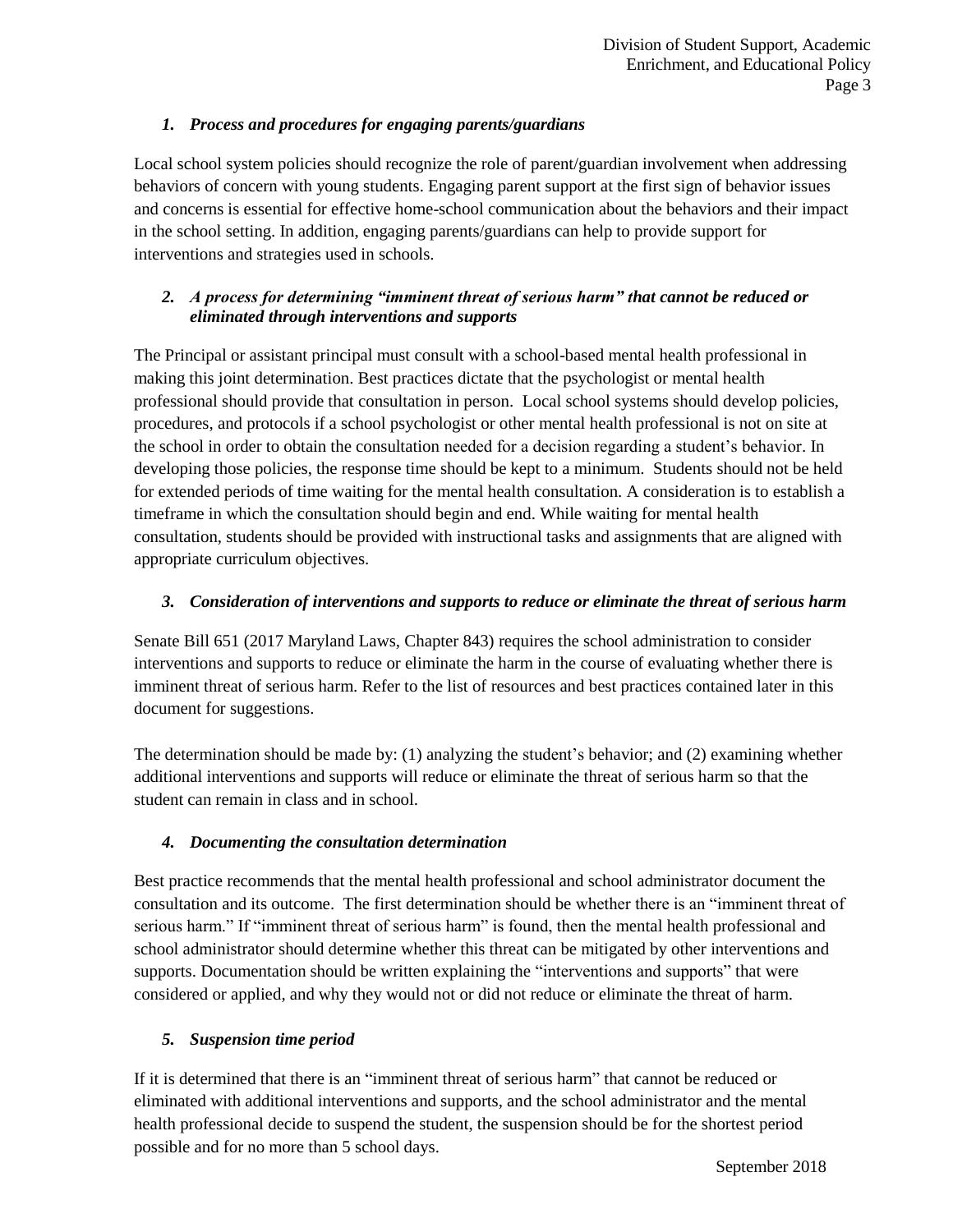### *1. Process and procedures for engaging parents/guardians*

Local school system policies should recognize the role of parent/guardian involvement when addressing behaviors of concern with young students. Engaging parent support at the first sign of behavior issues and concerns is essential for effective home-school communication about the behaviors and their impact in the school setting. In addition, engaging parents/guardians can help to provide support for interventions and strategies used in schools.

### *2. A process for determining "imminent threat of serious harm" that cannot be reduced or eliminated through interventions and supports*

The Principal or assistant principal must consult with a school-based mental health professional in making this joint determination. Best practices dictate that the psychologist or mental health professional should provide that consultation in person. Local school systems should develop policies, procedures, and protocols if a school psychologist or other mental health professional is not on site at the school in order to obtain the consultation needed for a decision regarding a student's behavior. In developing those policies, the response time should be kept to a minimum. Students should not be held for extended periods of time waiting for the mental health consultation. A consideration is to establish a timeframe in which the consultation should begin and end. While waiting for mental health consultation, students should be provided with instructional tasks and assignments that are aligned with appropriate curriculum objectives.

### *3. Consideration of interventions and supports to reduce or eliminate the threat of serious harm*

Senate Bill 651 (2017 Maryland Laws, Chapter 843) requires the school administration to consider interventions and supports to reduce or eliminate the harm in the course of evaluating whether there is imminent threat of serious harm. Refer to the list of resources and best practices contained later in this document for suggestions.

The determination should be made by: (1) analyzing the student's behavior; and (2) examining whether additional interventions and supports will reduce or eliminate the threat of serious harm so that the student can remain in class and in school.

### *4. Documenting the consultation determination*

Best practice recommends that the mental health professional and school administrator document the consultation and its outcome. The first determination should be whether there is an "imminent threat of serious harm." If "imminent threat of serious harm" is found, then the mental health professional and school administrator should determine whether this threat can be mitigated by other interventions and supports. Documentation should be written explaining the "interventions and supports" that were considered or applied, and why they would not or did not reduce or eliminate the threat of harm.

### *5. Suspension time period*

If it is determined that there is an "imminent threat of serious harm" that cannot be reduced or eliminated with additional interventions and supports, and the school administrator and the mental health professional decide to suspend the student, the suspension should be for the shortest period possible and for no more than 5 school days.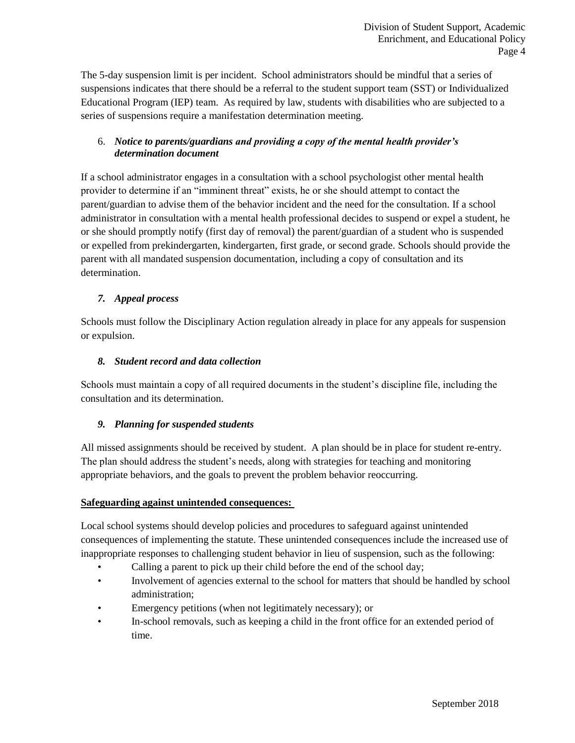The 5-day suspension limit is per incident. School administrators should be mindful that a series of suspensions indicates that there should be a referral to the student support team (SST) or Individualized Educational Program (IEP) team. As required by law, students with disabilities who are subjected to a series of suspensions require a manifestation determination meeting.

6. ***Notice to parents/guardians and providing a copy of the mental health provider's determination document***

If a school administrator engages in a consultation with a school psychologist other mental health provider to determine if an "imminent threat" exists, he or she should attempt to contact the parent/guardian to advise them of the behavior incident and the need for the consultation. If a school administrator in consultation with a mental health professional decides to suspend or expel a student, he or she should promptly notify (first day of removal) the parent/guardian of a student who is suspended or expelled from prekindergarten, kindergarten, first grade, or second grade. Schools should provide the parent with all mandated suspension documentation, including a copy of consultation and its determination.

7. ***Appeal process***

Schools must follow the Disciplinary Action regulation already in place for any appeals for suspension or expulsion.

8. ***Student record and data collection***

Schools must maintain a copy of all required documents in the student's discipline file, including the consultation and its determination.

9. ***Planning for suspended students***

All missed assignments should be received by student. A plan should be in place for student re-entry. The plan should address the student's needs, along with strategies for teaching and monitoring appropriate behaviors, and the goals to prevent the problem behavior reoccurring.

**Safeguarding against unintended consequences:**

Local school systems should develop policies and procedures to safeguard against unintended consequences of implementing the statute. These unintended consequences include the increased use of inappropriate responses to challenging student behavior in lieu of suspension, such as the following:

- Calling a parent to pick up their child before the end of the school day;
- Involvement of agencies external to the school for matters that should be handled by school administration;
- Emergency petitions (when not legitimately necessary); or
- In-school removals, such as keeping a child in the front office for an extended period of time.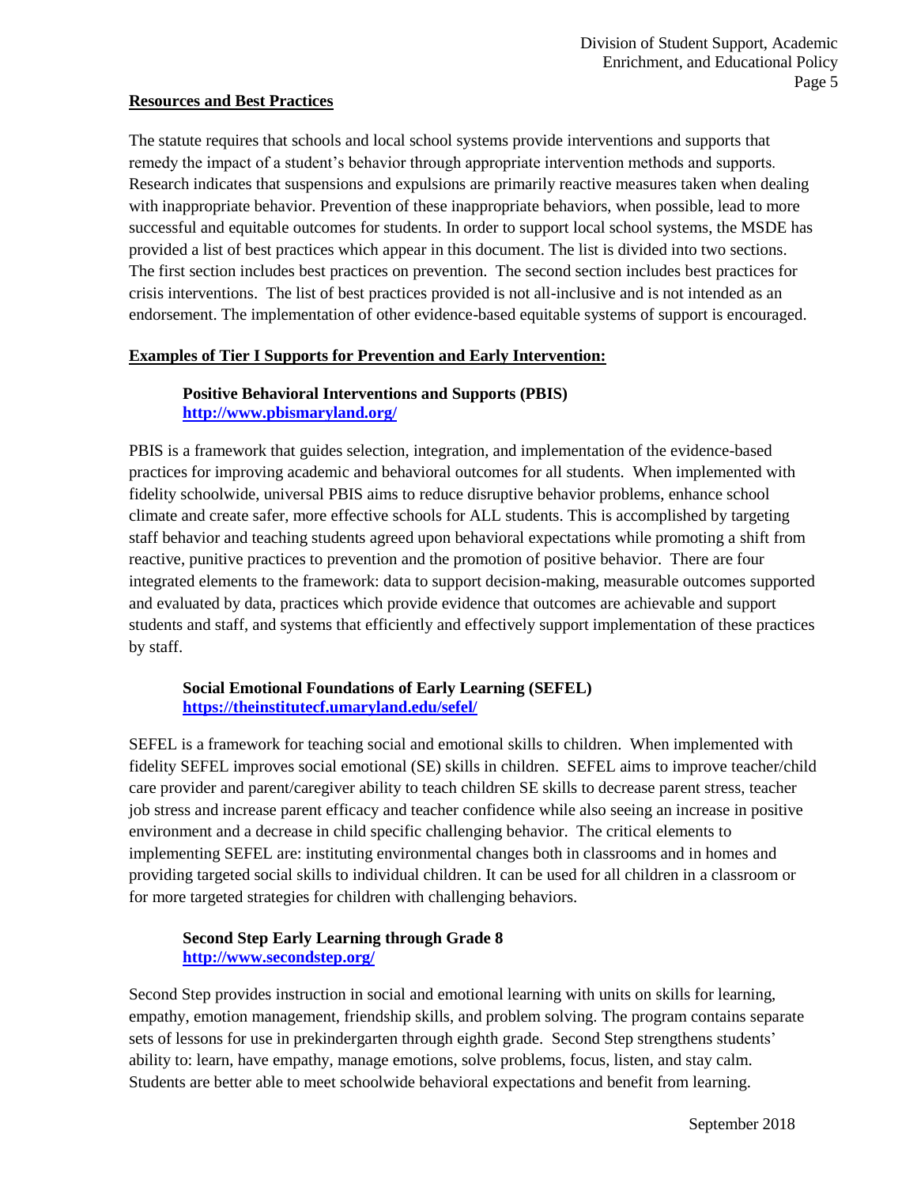**Resources and Best Practices**

The statute requires that schools and local school systems provide interventions and supports that remedy the impact of a student's behavior through appropriate intervention methods and supports. Research indicates that suspensions and expulsions are primarily reactive measures taken when dealing with inappropriate behavior. Prevention of these inappropriate behaviors, when possible, lead to more successful and equitable outcomes for students. In order to support local school systems, the MSDE has provided a list of best practices which appear in this document. The list is divided into two sections. The first section includes best practices on prevention. The second section includes best practices for crisis interventions. The list of best practices provided is not all-inclusive and is not intended as an endorsement. The implementation of other evidence-based equitable systems of support is encouraged.

**Examples of Tier I Supports for Prevention and Early Intervention:**

**Positive Behavioral Interventions and Supports (PBIS)**
**http://www.pbismaryland.org/**

PBIS is a framework that guides selection, integration, and implementation of the evidence-based practices for improving academic and behavioral outcomes for all students. When implemented with fidelity schoolwide, universal PBIS aims to reduce disruptive behavior problems, enhance school climate and create safer, more effective schools for ALL students. This is accomplished by targeting staff behavior and teaching students agreed upon behavioral expectations while promoting a shift from reactive, punitive practices to prevention and the promotion of positive behavior. There are four integrated elements to the framework: data to support decision-making, measurable outcomes supported and evaluated by data, practices which provide evidence that outcomes are achievable and support students and staff, and systems that efficiently and effectively support implementation of these practices by staff.

**Social Emotional Foundations of Early Learning (SEFEL)**
**https://theinstitutecf.umaryland.edu/sefel/**

SEFEL is a framework for teaching social and emotional skills to children. When implemented with fidelity SEFEL improves social emotional (SE) skills in children. SEFEL aims to improve teacher/child care provider and parent/caregiver ability to teach children SE skills to decrease parent stress, teacher job stress and increase parent efficacy and teacher confidence while also seeing an increase in positive environment and a decrease in child specific challenging behavior. The critical elements to implementing SEFEL are: instituting environmental changes both in classrooms and in homes and providing targeted social skills to individual children. It can be used for all children in a classroom or for more targeted strategies for children with challenging behaviors.

**Second Step Early Learning through Grade 8**
**http://www.secondstep.org/**

Second Step provides instruction in social and emotional learning with units on skills for learning, empathy, emotion management, friendship skills, and problem solving. The program contains separate sets of lessons for use in prekindergarten through eighth grade. Second Step strengthens students' ability to: learn, have empathy, manage emotions, solve problems, focus, listen, and stay calm. Students are better able to meet schoolwide behavioral expectations and benefit from learning.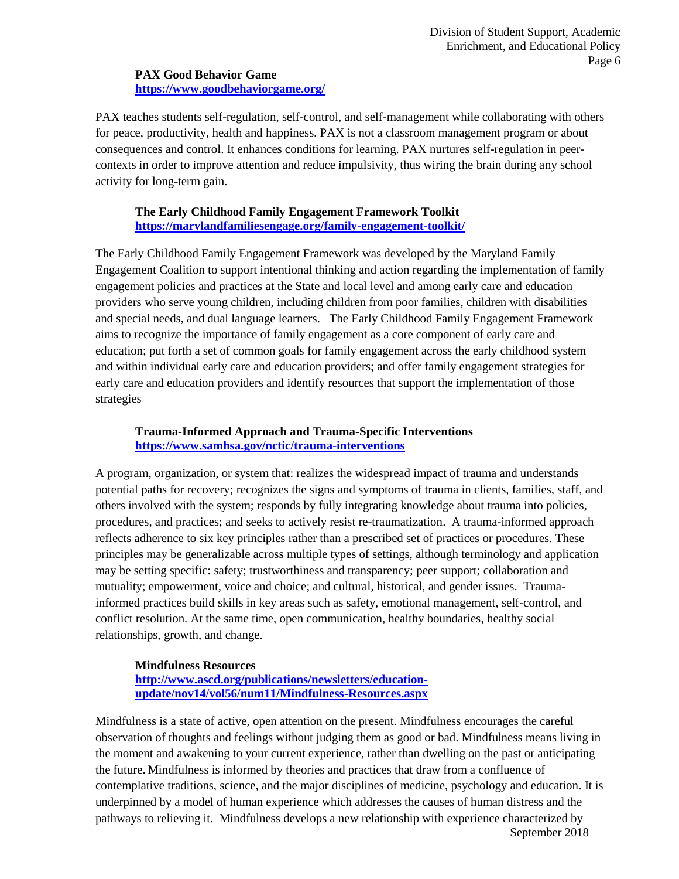**PAX Good Behavior Game**
**https://www.goodbehaviorgame.org/**

PAX teaches students self-regulation, self-control, and self-management while collaborating with others for peace, productivity, health and happiness. PAX is not a classroom management program or about consequences and control. It enhances conditions for learning. PAX nurtures self-regulation in peer-contexts in order to improve attention and reduce impulsivity, thus wiring the brain during any school activity for long-term gain.

**The Early Childhood Family Engagement Framework Toolkit**
**https://marylandfamiliesengage.org/family-engagement-toolkit/**

The Early Childhood Family Engagement Framework was developed by the Maryland Family Engagement Coalition to support intentional thinking and action regarding the implementation of family engagement policies and practices at the State and local level and among early care and education providers who serve young children, including children from poor families, children with disabilities and special needs, and dual language learners. The Early Childhood Family Engagement Framework aims to recognize the importance of family engagement as a core component of early care and education; put forth a set of common goals for family engagement across the early childhood system and within individual early care and education providers; and offer family engagement strategies for early care and education providers and identify resources that support the implementation of those strategies

**Trauma-Informed Approach and Trauma-Specific Interventions**
**https://www.samhsa.gov/nctic/trauma-interventions**

A program, organization, or system that: realizes the widespread impact of trauma and understands potential paths for recovery; recognizes the signs and symptoms of trauma in clients, families, staff, and others involved with the system; responds by fully integrating knowledge about trauma into policies, procedures, and practices; and seeks to actively resist re-traumatization. A trauma-informed approach reflects adherence to six key principles rather than a prescribed set of practices or procedures. These principles may be generalizable across multiple types of settings, although terminology and application may be setting specific: safety; trustworthiness and transparency; peer support; collaboration and mutuality; empowerment, voice and choice; and cultural, historical, and gender issues. Trauma-informed practices build skills in key areas such as safety, emotional management, self-control, and conflict resolution. At the same time, open communication, healthy boundaries, healthy social relationships, growth, and change.

**Mindfulness Resources**
**http://www.ascd.org/publications/newsletters/education-update/nov14/vol56/num11/Mindfulness-Resources.aspx**

Mindfulness is a state of active, open attention on the present. Mindfulness encourages the careful observation of thoughts and feelings without judging them as good or bad. Mindfulness means living in the moment and awakening to your current experience, rather than dwelling on the past or anticipating the future. Mindfulness is informed by theories and practices that draw from a confluence of contemplative traditions, science, and the major disciplines of medicine, psychology and education. It is underpinned by a model of human experience which addresses the causes of human distress and the pathways to relieving it. Mindfulness develops a new relationship with experience characterized by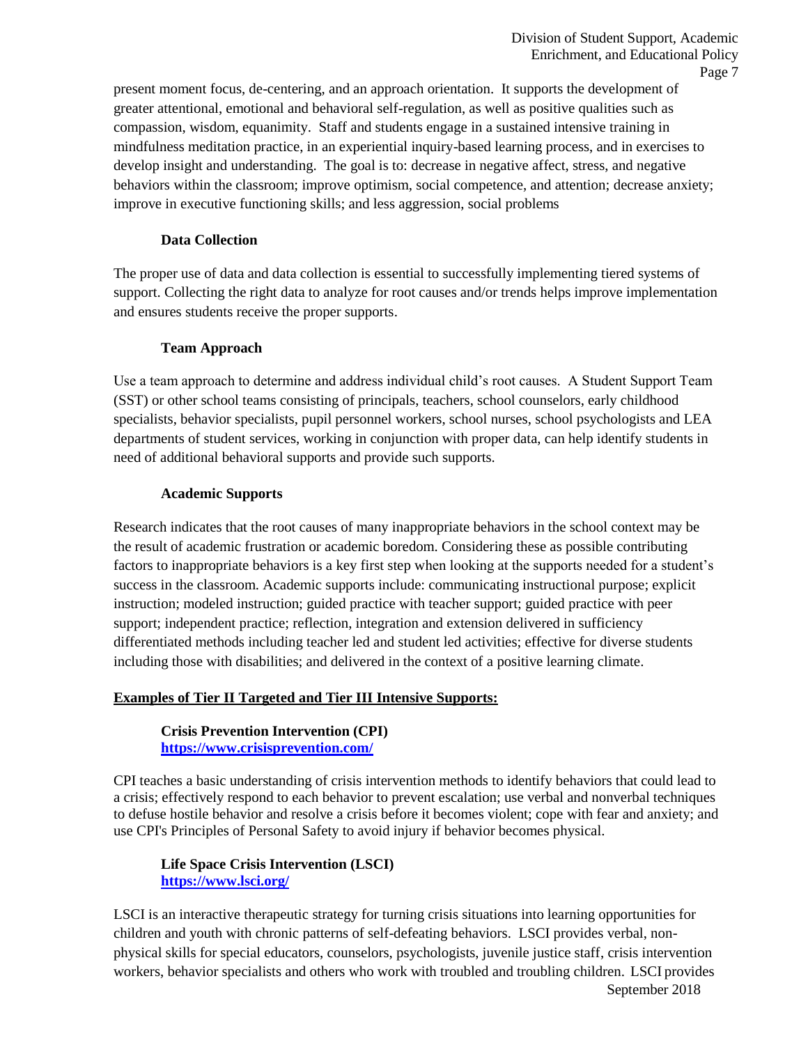present moment focus, de-centering, and an approach orientation. It supports the development of greater attentional, emotional and behavioral self-regulation, as well as positive qualities such as compassion, wisdom, equanimity. Staff and students engage in a sustained intensive training in mindfulness meditation practice, in an experiential inquiry-based learning process, and in exercises to develop insight and understanding. The goal is to: decrease in negative affect, stress, and negative behaviors within the classroom; improve optimism, social competence, and attention; decrease anxiety; improve in executive functioning skills; and less aggression, social problems

**Data Collection**

The proper use of data and data collection is essential to successfully implementing tiered systems of support. Collecting the right data to analyze for root causes and/or trends helps improve implementation and ensures students receive the proper supports.

**Team Approach**

Use a team approach to determine and address individual child's root causes. A Student Support Team (SST) or other school teams consisting of principals, teachers, school counselors, early childhood specialists, behavior specialists, pupil personnel workers, school nurses, school psychologists and LEA departments of student services, working in conjunction with proper data, can help identify students in need of additional behavioral supports and provide such supports.

**Academic Supports**

Research indicates that the root causes of many inappropriate behaviors in the school context may be the result of academic frustration or academic boredom. Considering these as possible contributing factors to inappropriate behaviors is a key first step when looking at the supports needed for a student's success in the classroom. Academic supports include: communicating instructional purpose; explicit instruction; modeled instruction; guided practice with teacher support; guided practice with peer support; independent practice; reflection, integration and extension delivered in sufficiency differentiated methods including teacher led and student led activities; effective for diverse students including those with disabilities; and delivered in the context of a positive learning climate.

**Examples of Tier II Targeted and Tier III Intensive Supports:**

**Crisis Prevention Intervention (CPI)**
**https://www.crisisprevention.com/**

CPI teaches a basic understanding of crisis intervention methods to identify behaviors that could lead to a crisis; effectively respond to each behavior to prevent escalation; use verbal and nonverbal techniques to defuse hostile behavior and resolve a crisis before it becomes violent; cope with fear and anxiety; and use CPI's Principles of Personal Safety to avoid injury if behavior becomes physical.

**Life Space Crisis Intervention (LSCI)**
**https://www.lsci.org/**

LSCI is an interactive therapeutic strategy for turning crisis situations into learning opportunities for children and youth with chronic patterns of self-defeating behaviors. LSCI provides verbal, non-physical skills for special educators, counselors, psychologists, juvenile justice staff, crisis intervention workers, behavior specialists and others who work with troubled and troubling children. LSCI provides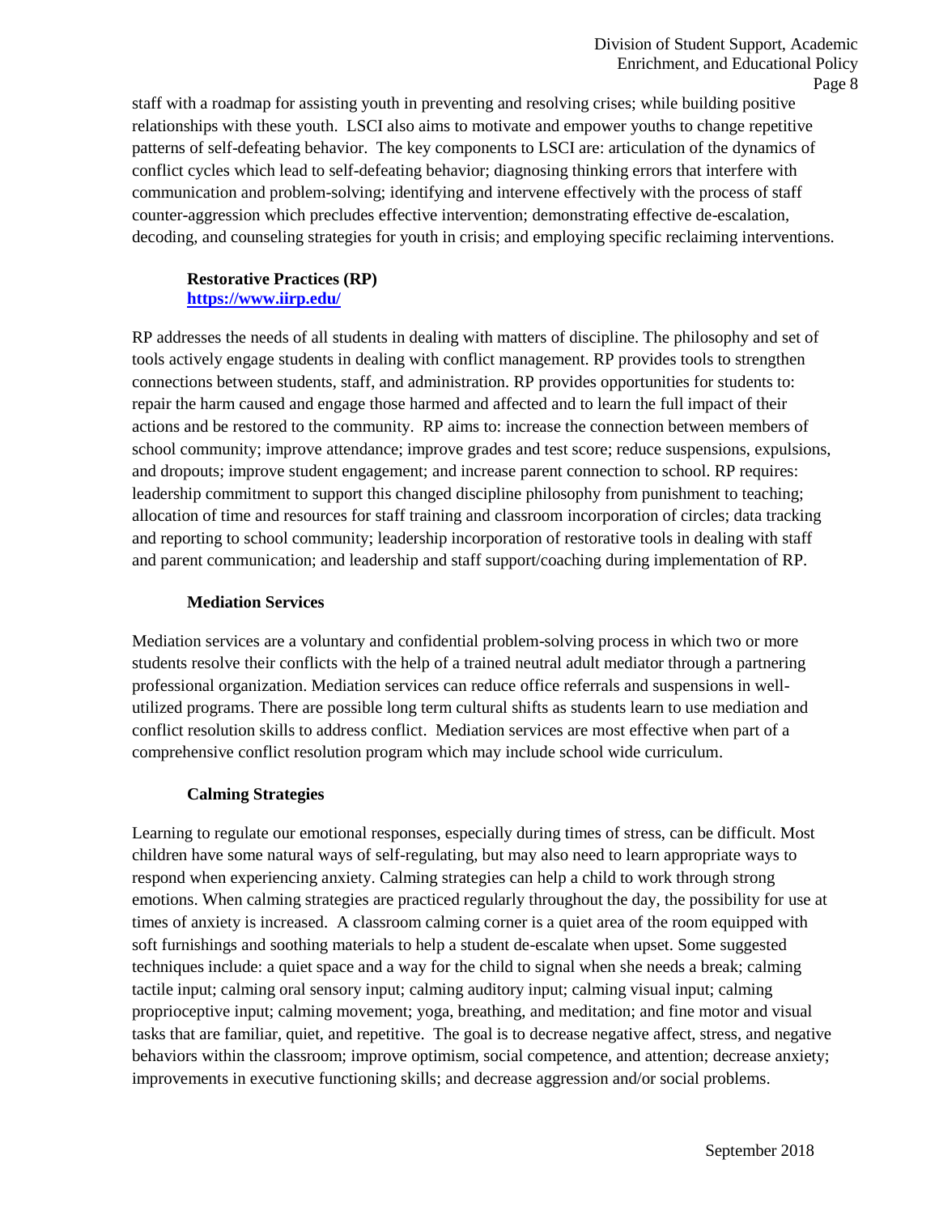staff with a roadmap for assisting youth in preventing and resolving crises; while building positive relationships with these youth. LSCI also aims to motivate and empower youths to change repetitive patterns of self-defeating behavior. The key components to LSCI are: articulation of the dynamics of conflict cycles which lead to self-defeating behavior; diagnosing thinking errors that interfere with communication and problem-solving; identifying and intervene effectively with the process of staff counter-aggression which precludes effective intervention; demonstrating effective de-escalation, decoding, and counseling strategies for youth in crisis; and employing specific reclaiming interventions.

**Restorative Practices (RP)**
**https://www.iirp.edu/**

RP addresses the needs of all students in dealing with matters of discipline. The philosophy and set of tools actively engage students in dealing with conflict management. RP provides tools to strengthen connections between students, staff, and administration. RP provides opportunities for students to: repair the harm caused and engage those harmed and affected and to learn the full impact of their actions and be restored to the community. RP aims to: increase the connection between members of school community; improve attendance; improve grades and test score; reduce suspensions, expulsions, and dropouts; improve student engagement; and increase parent connection to school. RP requires: leadership commitment to support this changed discipline philosophy from punishment to teaching; allocation of time and resources for staff training and classroom incorporation of circles; data tracking and reporting to school community; leadership incorporation of restorative tools in dealing with staff and parent communication; and leadership and staff support/coaching during implementation of RP.

**Mediation Services**

Mediation services are a voluntary and confidential problem-solving process in which two or more students resolve their conflicts with the help of a trained neutral adult mediator through a partnering professional organization. Mediation services can reduce office referrals and suspensions in well-utilized programs. There are possible long term cultural shifts as students learn to use mediation and conflict resolution skills to address conflict. Mediation services are most effective when part of a comprehensive conflict resolution program which may include school wide curriculum.

**Calming Strategies**

Learning to regulate our emotional responses, especially during times of stress, can be difficult. Most children have some natural ways of self-regulating, but may also need to learn appropriate ways to respond when experiencing anxiety. Calming strategies can help a child to work through strong emotions. When calming strategies are practiced regularly throughout the day, the possibility for use at times of anxiety is increased. A classroom calming corner is a quiet area of the room equipped with soft furnishings and soothing materials to help a student de-escalate when upset. Some suggested techniques include: a quiet space and a way for the child to signal when she needs a break; calming tactile input; calming oral sensory input; calming auditory input; calming visual input; calming proprioceptive input; calming movement; yoga, breathing, and meditation; and fine motor and visual tasks that are familiar, quiet, and repetitive. The goal is to decrease negative affect, stress, and negative behaviors within the classroom; improve optimism, social competence, and attention; decrease anxiety; improvements in executive functioning skills; and decrease aggression and/or social problems.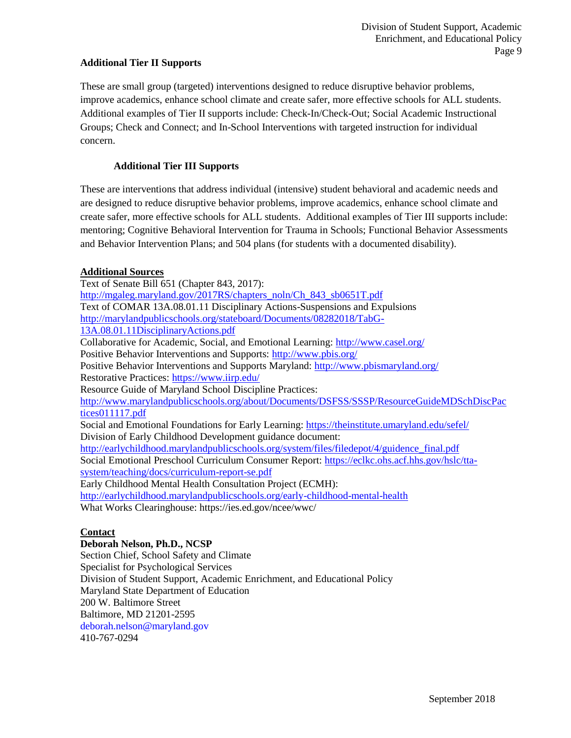### Additional Tier II Supports

These are small group (targeted) interventions designed to reduce disruptive behavior problems, improve academics, enhance school climate and create safer, more effective schools for ALL students. Additional examples of Tier II supports include: Check-In/Check-Out; Social Academic Instructional Groups; Check and Connect; and In-School Interventions with targeted instruction for individual concern.

### Additional Tier III Supports

These are interventions that address individual (intensive) student behavioral and academic needs and are designed to reduce disruptive behavior problems, improve academics, enhance school climate and create safer, more effective schools for ALL students. Additional examples of Tier III supports include: mentoring; Cognitive Behavioral Intervention for Trauma in Schools; Functional Behavior Assessments and Behavior Intervention Plans; and 504 plans (for students with a documented disability).

## Additional Sources

Text of Senate Bill 651 (Chapter 843, 2017):
http://mgaleg.maryland.gov/2017RS/chapters_noln/Ch_843_sb0651T.pdf
Text of COMAR 13A.08.01.11 Disciplinary Actions-Suspensions and Expulsions
http://marylandpublicschools.org/stateboard/Documents/08282018/TabG-13A.08.01.11DisciplinaryActions.pdf
Collaborative for Academic, Social, and Emotional Learning: http://www.casel.org/
Positive Behavior Interventions and Supports: http://www.pbis.org/
Positive Behavior Interventions and Supports Maryland: http://www.pbismaryland.org/
Restorative Practices: https://www.iirp.edu/
Resource Guide of Maryland School Discipline Practices:
http://www.marylandpublicschools.org/about/Documents/DSFSS/SSSP/ResourceGuideMDSchDiscPactices011117.pdf
Social and Emotional Foundations for Early Learning: https://theinstitute.umaryland.edu/sefel/
Division of Early Childhood Development guidance document:
http://earlychildhood.marylandpublicschools.org/system/files/filedepot/4/guidence_final.pdf
Social Emotional Preschool Curriculum Consumer Report: https://eclkc.ohs.acf.hhs.gov/hslc/tta-system/teaching/docs/curriculum-report-se.pdf
Early Childhood Mental Health Consultation Project (ECMH):
http://earlychildhood.marylandpublicschools.org/early-childhood-mental-health
What Works Clearinghouse: https://ies.ed.gov/ncee/wwc/

## Contact

**Deborah Nelson, Ph.D., NCSP**
Section Chief, School Safety and Climate
Specialist for Psychological Services
Division of Student Support, Academic Enrichment, and Educational Policy
Maryland State Department of Education
200 W. Baltimore Street
Baltimore, MD 21201-2595
deborah.nelson@maryland.gov
410-767-0294

September 2018